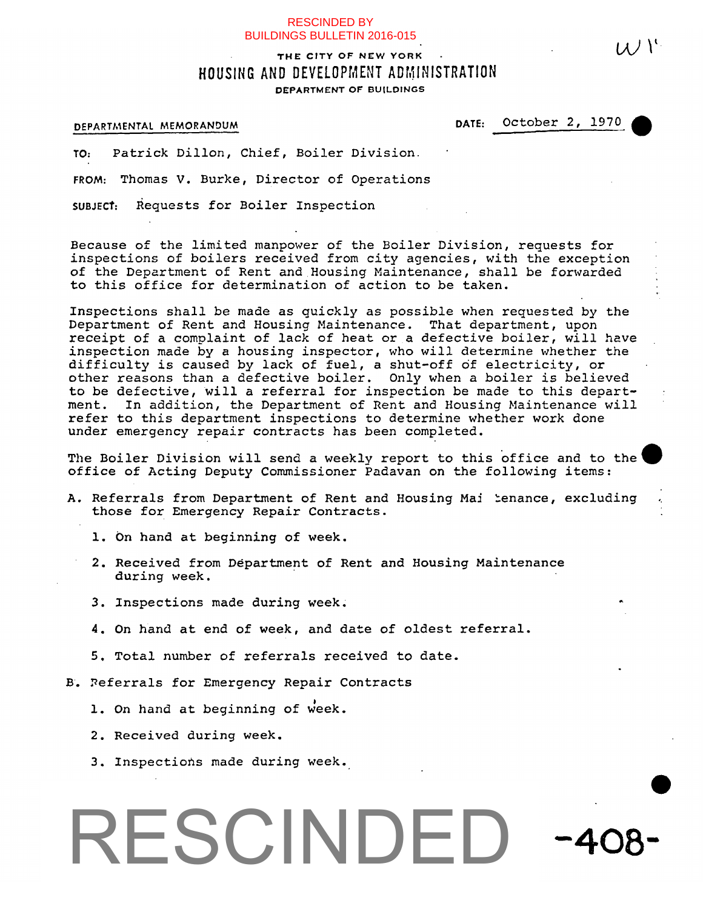RESCINDED BY BUILDINGS BULLETIN 2016-015

THE CITY OF NEW YORK
# HOUSING AND DEVELOPMENT ADMINISTRATION
DEPARTMENT OF BUILDINGS

DEPARTMENTAL MEMORANDUM

DATE: October 2, 1970

TO: Patrick Dillon, Chief, Boiler Division.

FROM: Thomas V. Burke, Director of Operations

SUBJECT: Requests for Boiler Inspection

Because of the limited manpower of the Boiler Division, requests for inspections of boilers received from city agencies, with the exception of the Department of Rent and Housing Maintenance, shall be forwarded to this office for determination of action to be taken.

Inspections shall be made as quickly as possible when requested by the Department of Rent and Housing Maintenance. That department, upon receipt of a complaint of lack of heat or a defective boiler, will have inspection made by a housing inspector, who will determine whether the difficulty is caused by lack of fuel, a shut-off of electricity, or other reasons than a defective boiler. Only when a boiler is believed to be defective, will a referral for inspection be made to this department. In addition, the Department of Rent and Housing Maintenance will refer to this department inspections to determine whether work done under emergency repair contracts has been completed.

The Boiler Division will send a weekly report to this office and to the office of Acting Deputy Commissioner Padavan on the following items:

A. Referrals from Department of Rent and Housing Maintenance, excluding those for Emergency Repair Contracts.

1. On hand at beginning of week.
2. Received from Department of Rent and Housing Maintenance during week.
3. Inspections made during week.
4. On hand at end of week, and date of oldest referral.
5. Total number of referrals received to date.

B. Referrals for Emergency Repair Contracts

1. On hand at beginning of week.
2. Received during week.
3. Inspections made during week.

RESCINDED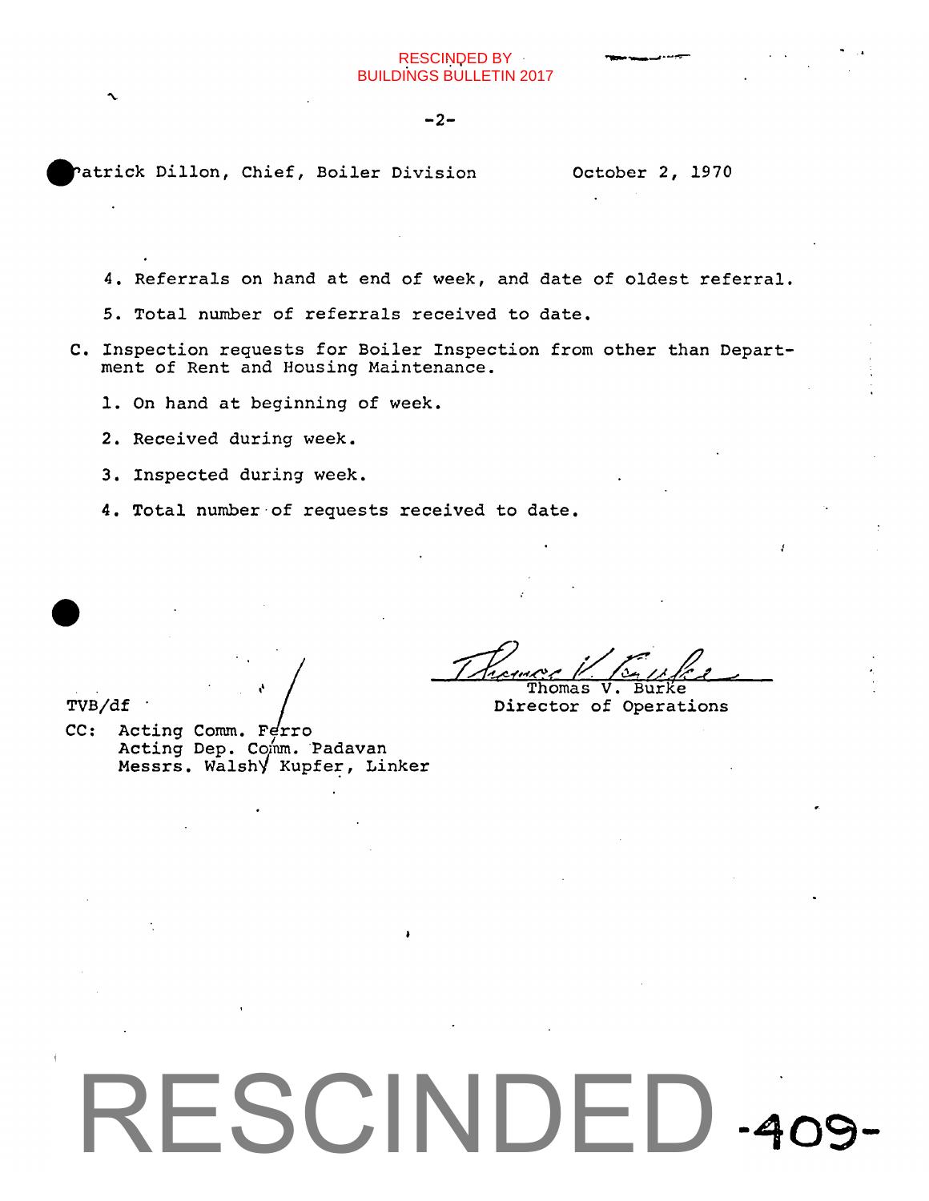RESCINDED BY
BUILDINGS BULLETIN 2017

Patrick Dillon, Chief, Boiler Division October 2, 1970

4. Referrals on hand at end of week, and date of oldest referral.

5. Total number of referrals received to date.

C. Inspection requests for Boiler Inspection from other than Department of Rent and Housing Maintenance.

1. On hand at beginning of week.

2. Received during week.

3. Inspected during week.

4. Total number of requests received to date.

Thomas V. Burke
Director of Operations

TVB/df

CC: Acting Comm. Ferro
Acting Dep. Comm. Padavan
Messrs. Walsh, Kupfer, Linker

RESCINDED -409-